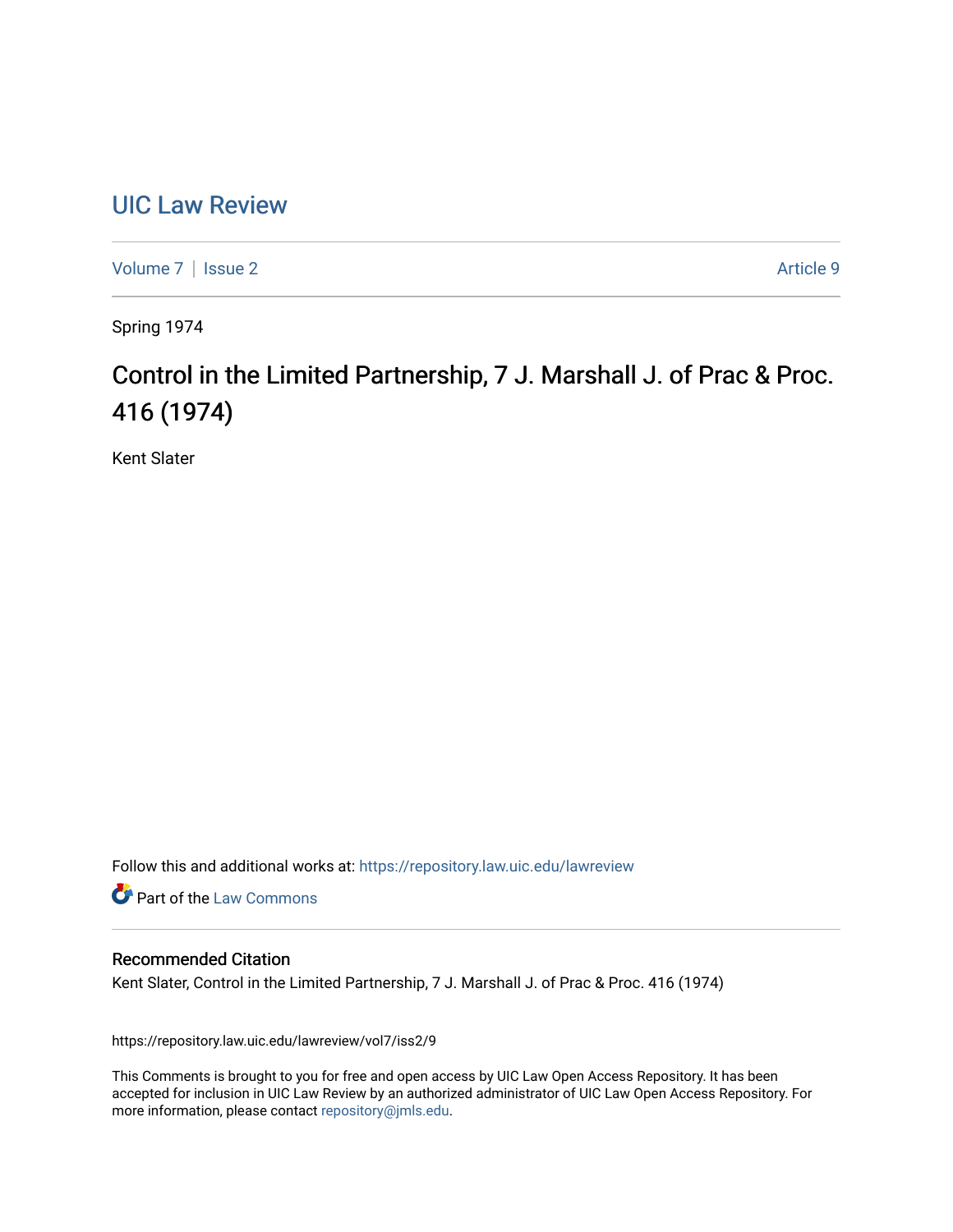# UIC Law Review

Volume 7 | Issue 2 Article 9

Spring 1974

# Control in the Limited Partnership, 7 J. Marshall J. of Prac & Proc. 416 (1974)

Kent Slater

Follow this and additional works at: https://repository.law.uic.edu/lawreview

Part of the Law Commons

## Recommended Citation

Kent Slater, Control in the Limited Partnership, 7 J. Marshall J. of Prac & Proc. 416 (1974)

https://repository.law.uic.edu/lawreview/vol7/iss2/9

This Comments is brought to you for free and open access by UIC Law Open Access Repository. It has been accepted for inclusion in UIC Law Review by an authorized administrator of UIC Law Open Access Repository. For more information, please contact repository@jmls.edu.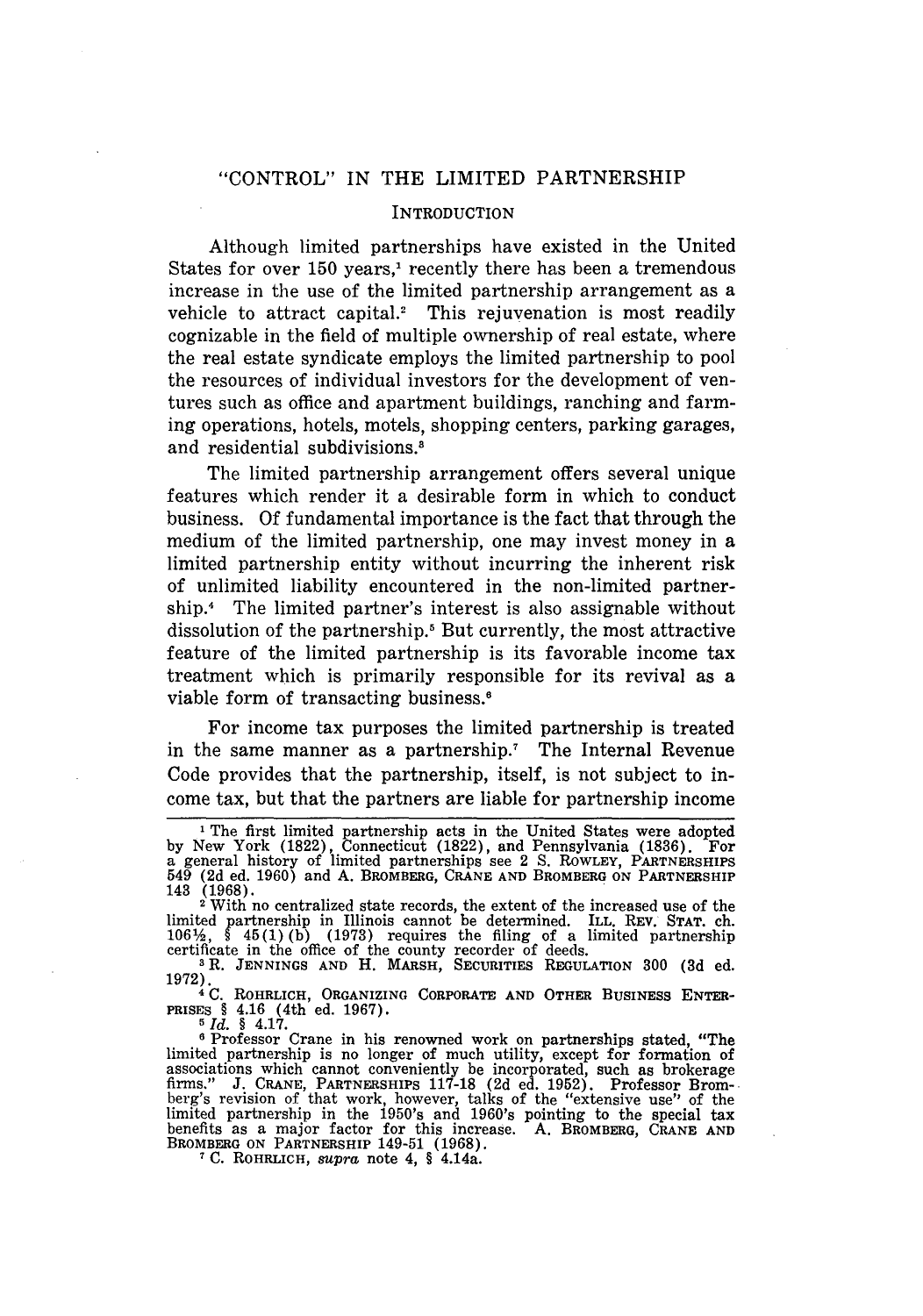# "CONTROL" IN THE LIMITED PARTNERSHIP

## INTRODUCTION

Although limited partnerships have existed in the United States for over 150 years,[1] recently there has been a tremendous increase in the use of the limited partnership arrangement as a vehicle to attract capital.[2] This rejuvenation is most readily cognizable in the field of multiple ownership of real estate, where the real estate syndicate employs the limited partnership to pool the resources of individual investors for the development of ventures such as office and apartment buildings, ranching and farming operations, hotels, motels, shopping centers, parking garages, and residential subdivisions.[3]

The limited partnership arrangement offers several unique features which render it a desirable form in which to conduct business. Of fundamental importance is the fact that through the medium of the limited partnership, one may invest money in a limited partnership entity without incurring the inherent risk of unlimited liability encountered in the non-limited partnership.[4] The limited partner's interest is also assignable without dissolution of the partnership.[5] But currently, the most attractive feature of the limited partnership is its favorable income tax treatment which is primarily responsible for its revival as a viable form of transacting business.[6]

For income tax purposes the limited partnership is treated in the same manner as a partnership.[7] The Internal Revenue Code provides that the partnership, itself, is not subject to income tax, but that the partners are liable for partnership income

---

[1] The first limited partnership acts in the United States were adopted by New York (1822), Connecticut (1822), and Pennsylvania (1836). For a general history of limited partnerships see 2 S. ROWLEY, PARTNERSHIPS 549 (2d ed. 1960) and A. BROMBERG, CRANE AND BROMBERG ON PARTNERSHIP 143 (1968).

[2] With no centralized state records, the extent of the increased use of the limited partnership in Illinois cannot be determined. ILL. REV. STAT. ch. 106½, § 45(1)(b) (1973) requires the filing of a limited partnership certificate in the office of the county recorder of deeds.

[3] R. JENNINGS AND H. MARSH, SECURITIES REGULATION 300 (3d ed. 1972).

[4] C. ROHRLICH, ORGANIZING CORPORATE AND OTHER BUSINESS ENTERPRISES § 4.16 (4th ed. 1967).

[5] *Id.* § 4.17.

[6] Professor Crane in his renowned work on partnerships stated, "The limited partnership is no longer of much utility, except for formation of associations which cannot conveniently be incorporated, such as brokerage firms." J. CRANE, PARTNERSHIPS 117-18 (2d ed. 1952). Professor Bromberg's revision of that work, however, talks of the "extensive use" of the limited partnership in the 1950's and 1960's pointing to the special tax benefits as a major factor for this increase. A. BROMBERG, CRANE AND BROMBERG ON PARTNERSHIP 149-51 (1968).

[7] C. ROHRLICH, *supra* note 4, § 4.14a.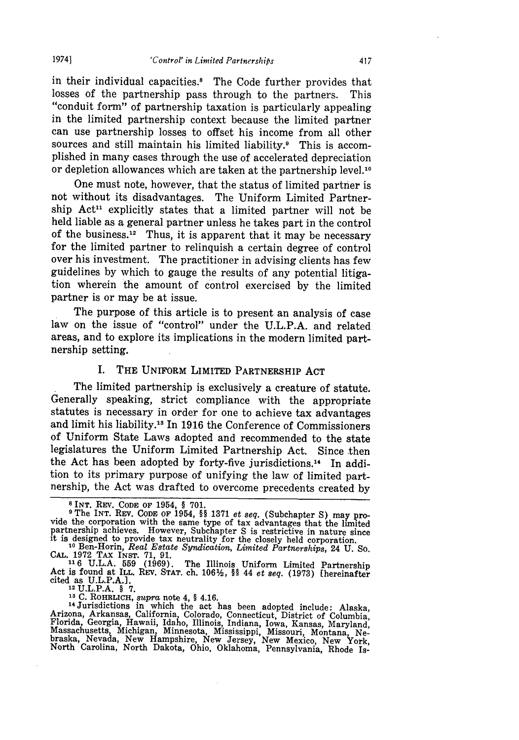in their individual capacities.[8] The Code further provides that losses of the partnership pass through to the partners. This "conduit form" of partnership taxation is particularly appealing in the limited partnership context because the limited partner can use partnership losses to offset his income from all other sources and still maintain his limited liability.[9] This is accomplished in many cases through the use of accelerated depreciation or depletion allowances which are taken at the partnership level.[10]

One must note, however, that the status of limited partner is not without its disadvantages. The Uniform Limited Partnership Act[11] explicitly states that a limited partner will not be held liable as a general partner unless he takes part in the control of the business.[12] Thus, it is apparent that it may be necessary for the limited partner to relinquish a certain degree of control over his investment. The practitioner in advising clients has few guidelines by which to gauge the results of any potential litigation wherein the amount of control exercised by the limited partner is or may be at issue.

The purpose of this article is to present an analysis of case law on the issue of "control" under the U.L.P.A. and related areas, and to explore its implications in the modern limited partnership setting.

## I. THE UNIFORM LIMITED PARTNERSHIP ACT

The limited partnership is exclusively a creature of statute. Generally speaking, strict compliance with the appropriate statutes is necessary in order for one to achieve tax advantages and limit his liability.[13] In 1916 the Conference of Commissioners of Uniform State Laws adopted and recommended to the state legislatures the Uniform Limited Partnership Act. Since then the Act has been adopted by forty-five jurisdictions.[14] In addition to its primary purpose of unifying the law of limited partnership, the Act was drafted to overcome precedents created by

---

[8] INT. REV. CODE OF 1954, § 701.

[9] The INT. REV. CODE OF 1954, §§ 1371 *et seq.* (Subchapter S) may provide the corporation with the same type of tax advantages that the limited partnership achieves. However, Subchapter S is restrictive in nature since it is designed to provide tax neutrality for the closely held corporation.

[10] Ben-Horin, *Real Estate Syndication, Limited Partnerships*, 24 U. SO. CAL. 1972 TAX INST. 71, 91.

[11] 6 U.L.A. 559 (1969). The Illinois Uniform Limited Partnership Act is found at ILL. REV. STAT. ch. 106½, §§ 44 *et seq.* (1973) [hereinafter cited as U.L.P.A.].

[12] U.L.P.A. § 7.

[13] C. ROHRLICH, *supra* note 4, § 4.16.

[14] Jurisdictions in which the act has been adopted include: Alaska, Arizona, Arkansas, California, Colorado, Connecticut, District of Columbia, Florida, Georgia, Hawaii, Idaho, Illinois, Indiana, Iowa, Kansas, Maryland, Massachusetts, Michigan, Minnesota, Mississippi, Missouri, Montana, Nebraska, Nevada, New Hampshire, New Jersey, New Mexico, New York, North Carolina, North Dakota, Ohio, Oklahoma, Pennsylvania, Rhode Is-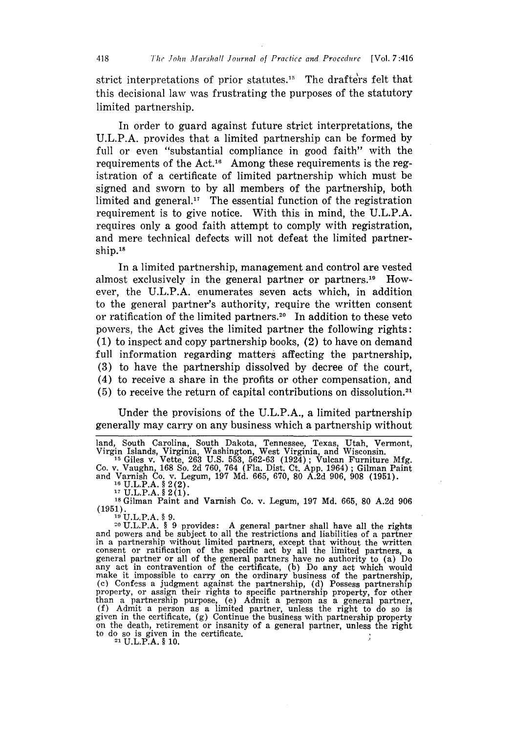strict interpretations of prior statutes.[15] The drafters felt that this decisional law was frustrating the purposes of the statutory limited partnership.

In order to guard against future strict interpretations, the U.L.P.A. provides that a limited partnership can be formed by full or even "substantial compliance in good faith" with the requirements of the Act.[16] Among these requirements is the registration of a certificate of limited partnership which must be signed and sworn to by all members of the partnership, both limited and general.[17] The essential function of the registration requirement is to give notice. With this in mind, the U.L.P.A. requires only a good faith attempt to comply with registration, and mere technical defects will not defeat the limited partnership.[18]

In a limited partnership, management and control are vested almost exclusively in the general partner or partners.[19] However, the U.L.P.A. enumerates seven acts which, in addition to the general partner's authority, require the written consent or ratification of the limited partners.[20] In addition to these veto powers, the Act gives the limited partner the following rights: (1) to inspect and copy partnership books, (2) to have on demand full information regarding matters affecting the partnership, (3) to have the partnership dissolved by decree of the court, (4) to receive a share in the profits or other compensation, and (5) to receive the return of capital contributions on dissolution.[21]

Under the provisions of the U.L.P.A., a limited partnership generally may carry on any business which a partnership without

---

land, South Carolina, South Dakota, Tennessee, Texas, Utah, Vermont, Virgin Islands, Virginia, Washington, West Virginia, and Wisconsin.

[15] Giles v. Vette, 263 U.S. 553, 562-63 (1924); Vulcan Furniture Mfg. Co. v. Vaughn, 168 So. 2d 760, 764 (Fla. Dist. Ct. App. 1964); Gilman Paint and Varnish Co. v. Legum, 197 Md. 665, 670, 80 A.2d 906, 908 (1951).

[16] U.L.P.A. § 2(2).

[17] U.L.P.A. § 2(1).

[18] Gilman Paint and Varnish Co. v. Legum, 197 Md. 665, 80 A.2d 906 (1951).

[19] U.L.P.A. § 9.

[20] U.L.P.A. § 9 provides: A general partner shall have all the rights and powers and be subject to all the restrictions and liabilities of a partner in a partnership without limited partners, except that without the written consent or ratification of the specific act by all the limited partners, a general partner or all of the general partners have no authority to (a) Do any act in contravention of the certificate, (b) Do any act which would make it impossible to carry on the ordinary business of the partnership, (c) Confess a judgment against the partnership, (d) Possess partnership property, or assign their rights to specific partnership property, for other than a partnership purpose, (e) Admit a person as a general partner, (f) Admit a person as a limited partner, unless the right to do so is given in the certificate, (g) Continue the business with partnership property on the death, retirement or insanity of a general partner, unless the right to do so is given in the certificate.

[21] U.L.P.A. § 10.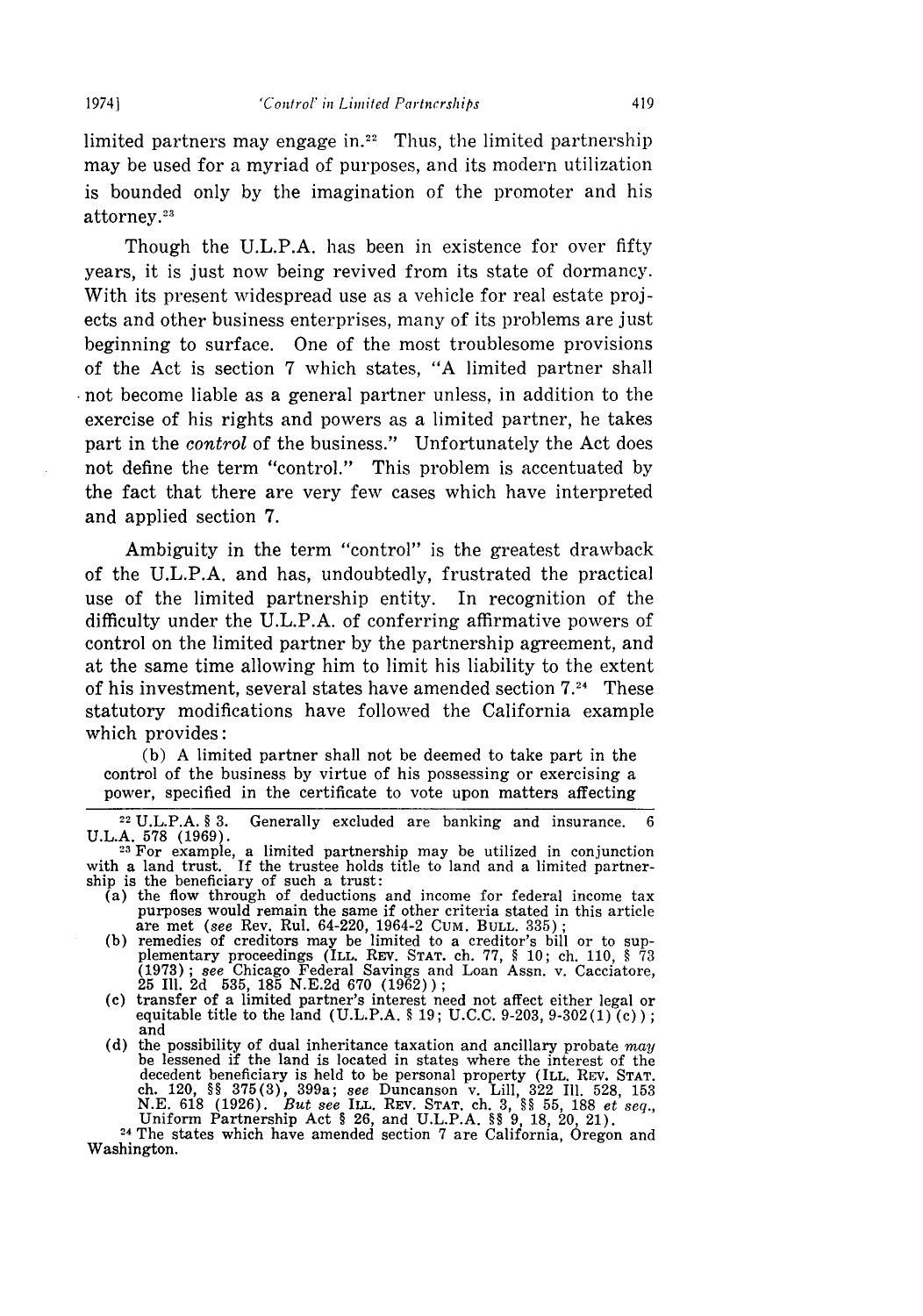limited partners may engage in.[22] Thus, the limited partnership may be used for a myriad of purposes, and its modern utilization is bounded only by the imagination of the promoter and his attorney.[23]

Though the U.L.P.A. has been in existence for over fifty years, it is just now being revived from its state of dormancy. With its present widespread use as a vehicle for real estate projects and other business enterprises, many of its problems are just beginning to surface. One of the most troublesome provisions of the Act is section 7 which states, "A limited partner shall not become liable as a general partner unless, in addition to the exercise of his rights and powers as a limited partner, he takes part in the *control* of the business." Unfortunately the Act does not define the term "control." This problem is accentuated by the fact that there are very few cases which have interpreted and applied section 7.

Ambiguity in the term "control" is the greatest drawback of the U.L.P.A. and has, undoubtedly, frustrated the practical use of the limited partnership entity. In recognition of the difficulty under the U.L.P.A. of conferring affirmative powers of control on the limited partner by the partnership agreement, and at the same time allowing him to limit his liability to the extent of his investment, several states have amended section 7.[24] These statutory modifications have followed the California example which provides:

> (b) A limited partner shall not be deemed to take part in the control of the business by virtue of his possessing or exercising a power, specified in the certificate to vote upon matters affecting

---

[22] U.L.P.A. § 3. Generally excluded are banking and insurance. 6 U.L.A. 578 (1969).

[23] For example, a limited partnership may be utilized in conjunction with a land trust. If the trustee holds title to land and a limited partnership is the beneficiary of such a trust:

(a) the flow through of deductions and income for federal income tax purposes would remain the same if other criteria stated in this article are met (*see* Rev. Rul. 64-220, 1964-2 CUM. BULL. 335);
(b) remedies of creditors may be limited to a creditor's bill or to supplementary proceedings (ILL. REV. STAT. ch. 77, § 10; ch. 110, § 73 (1973); *see* Chicago Federal Savings and Loan Assn. v. Cacciatore, 25 Ill. 2d 535, 185 N.E.2d 670 (1962));
(c) transfer of a limited partner's interest need not affect either legal or equitable title to the land (U.L.P.A. § 19; U.C.C. 9-203, 9-302(1)(c)); and
(d) the possibility of dual inheritance taxation and ancillary probate *may* be lessened if the land is located in states where the interest of the decedent beneficiary is held to be personal property (ILL. REV. STAT. ch. 120, §§ 375(3), 399a; *see* Duncanson v. Lill, 322 Ill. 528, 153 N.E. 618 (1926). *But see* ILL. REV. STAT. ch. 3, §§ 55, 188 *et seq.*, Uniform Partnership Act § 26, and U.L.P.A. §§ 9, 18, 20, 21).

[24] The states which have amended section 7 are California, Oregon and Washington.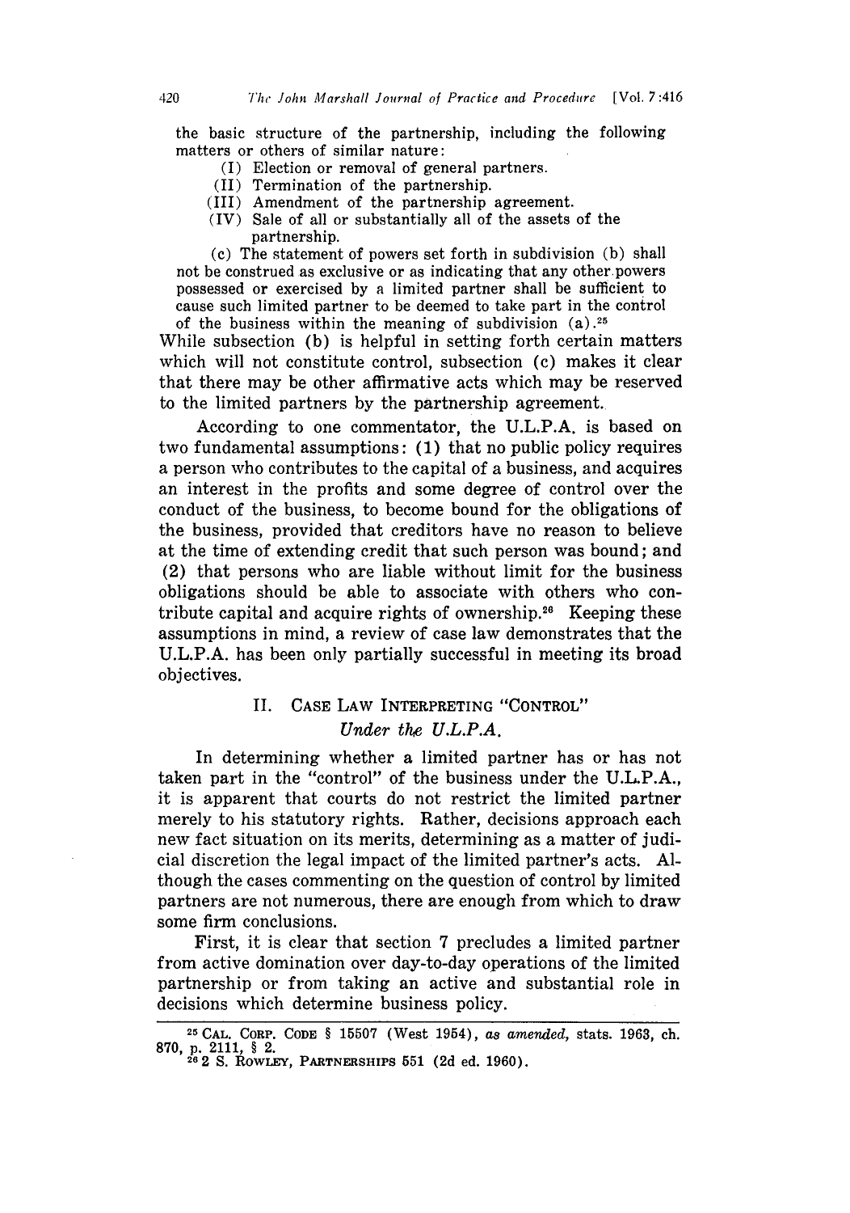the basic structure of the partnership, including the following matters or others of similar nature:

(I) Election or removal of general partners.
(II) Termination of the partnership.
(III) Amendment of the partnership agreement.
(IV) Sale of all or substantially all of the assets of the partnership.

(c) The statement of powers set forth in subdivision (b) shall not be construed as exclusive or as indicating that any other powers possessed or exercised by a limited partner shall be sufficient to cause such limited partner to be deemed to take part in the control of the business within the meaning of subdivision (a).[25]

While subsection (b) is helpful in setting forth certain matters which will not constitute control, subsection (c) makes it clear that there may be other affirmative acts which may be reserved to the limited partners by the partnership agreement.

According to one commentator, the U.L.P.A. is based on two fundamental assumptions: (1) that no public policy requires a person who contributes to the capital of a business, and acquires an interest in the profits and some degree of control over the conduct of the business, to become bound for the obligations of the business, provided that creditors have no reason to believe at the time of extending credit that such person was bound; and (2) that persons who are liable without limit for the business obligations should be able to associate with others who contribute capital and acquire rights of ownership.[26] Keeping these assumptions in mind, a review of case law demonstrates that the U.L.P.A. has been only partially successful in meeting its broad objectives.

## II. Case Law Interpreting "Control" *Under the U.L.P.A.*

In determining whether a limited partner has or has not taken part in the "control" of the business under the U.L.P.A., it is apparent that courts do not restrict the limited partner merely to his statutory rights. Rather, decisions approach each new fact situation on its merits, determining as a matter of judicial discretion the legal impact of the limited partner's acts. Although the cases commenting on the question of control by limited partners are not numerous, there are enough from which to draw some firm conclusions.

First, it is clear that section 7 precludes a limited partner from active domination over day-to-day operations of the limited partnership or from taking an active and substantial role in decisions which determine business policy.

---

[25] CAL. CORP. CODE § 15507 (West 1954), *as amended*, stats. 1963, ch. 870, p. 2111, § 2.

[26] 2 S. ROWLEY, PARTNERSHIPS 551 (2d ed. 1960).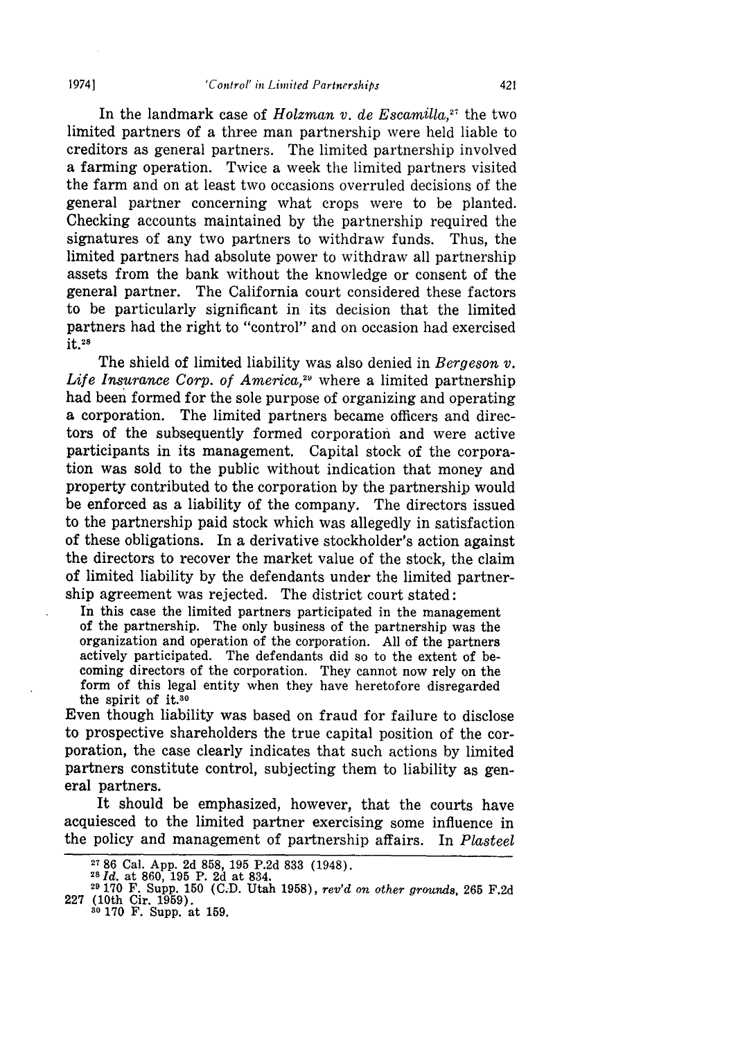In the landmark case of *Holzman v. de Escamilla*,[27] the two limited partners of a three man partnership were held liable to creditors as general partners. The limited partnership involved a farming operation. Twice a week the limited partners visited the farm and on at least two occasions overruled decisions of the general partner concerning what crops were to be planted. Checking accounts maintained by the partnership required the signatures of any two partners to withdraw funds. Thus, the limited partners had absolute power to withdraw all partnership assets from the bank without the knowledge or consent of the general partner. The California court considered these factors to be particularly significant in its decision that the limited partners had the right to "control" and on occasion had exercised it.[28]

The shield of limited liability was also denied in *Bergeson v. Life Insurance Corp. of America*,[29] where a limited partnership had been formed for the sole purpose of organizing and operating a corporation. The limited partners became officers and directors of the subsequently formed corporation and were active participants in its management. Capital stock of the corporation was sold to the public without indication that money and property contributed to the corporation by the partnership would be enforced as a liability of the company. The directors issued to the partnership paid stock which was allegedly in satisfaction of these obligations. In a derivative stockholder's action against the directors to recover the market value of the stock, the claim of limited liability by the defendants under the limited partnership agreement was rejected. The district court stated:

> In this case the limited partners participated in the management of the partnership. The only business of the partnership was the organization and operation of the corporation. All of the partners actively participated. The defendants did so to the extent of becoming directors of the corporation. They cannot now rely on the form of this legal entity when they have heretofore disregarded the spirit of it.[30]

Even though liability was based on fraud for failure to disclose to prospective shareholders the true capital position of the corporation, the case clearly indicates that such actions by limited partners constitute control, subjecting them to liability as general partners.

It should be emphasized, however, that the courts have acquiesced to the limited partner exercising some influence in the policy and management of partnership affairs. In *Plasteel*

---

[27] 86 Cal. App. 2d 858, 195 P.2d 833 (1948).

[28] *Id.* at 860, 195 P. 2d at 834.

[29] 170 F. Supp. 150 (C.D. Utah 1958), *rev'd on other grounds*, 265 F.2d 227 (10th Cir. 1959).

[30] 170 F. Supp. at 159.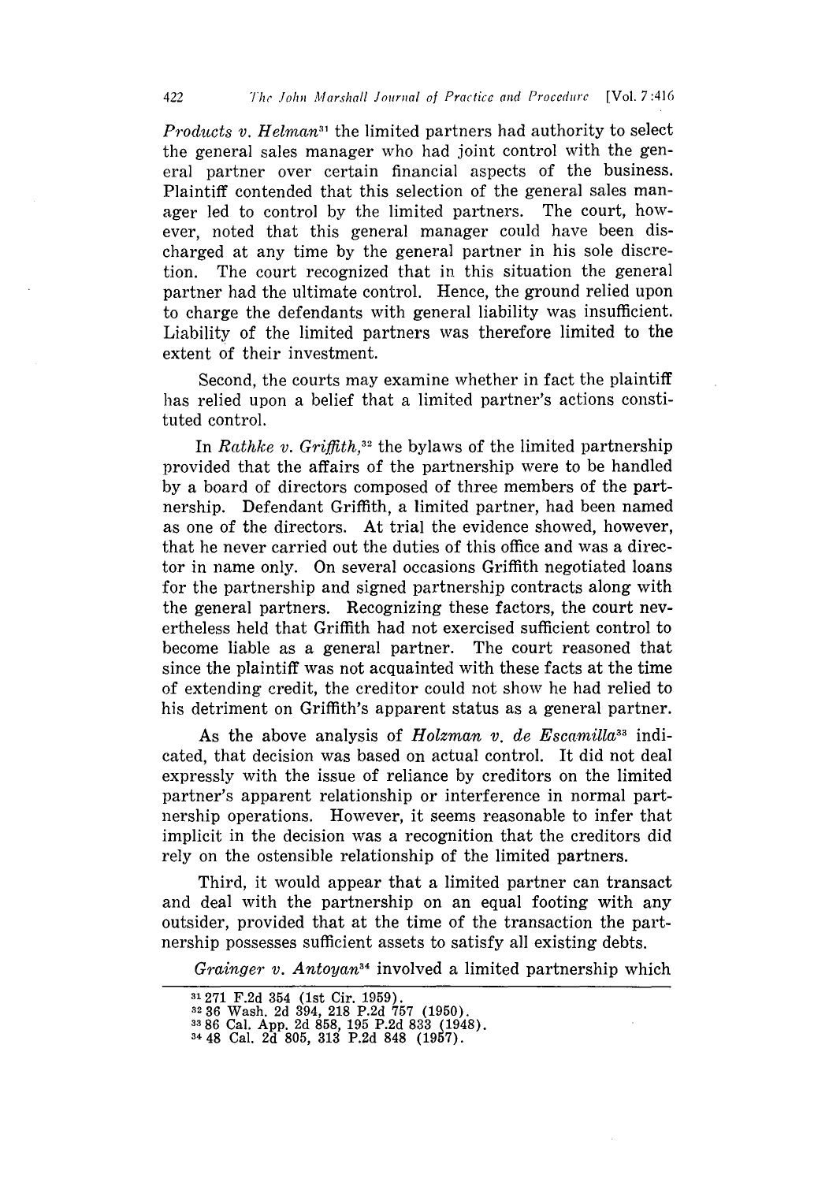*Products v. Helman*[31] the limited partners had authority to select the general sales manager who had joint control with the general partner over certain financial aspects of the business. Plaintiff contended that this selection of the general sales manager led to control by the limited partners. The court, however, noted that this general manager could have been discharged at any time by the general partner in his sole discretion. The court recognized that in this situation the general partner had the ultimate control. Hence, the ground relied upon to charge the defendants with general liability was insufficient. Liability of the limited partners was therefore limited to the extent of their investment.

Second, the courts may examine whether in fact the plaintiff has relied upon a belief that a limited partner's actions constituted control.

In *Rathke v. Griffith*,[32] the bylaws of the limited partnership provided that the affairs of the partnership were to be handled by a board of directors composed of three members of the partnership. Defendant Griffith, a limited partner, had been named as one of the directors. At trial the evidence showed, however, that he never carried out the duties of this office and was a director in name only. On several occasions Griffith negotiated loans for the partnership and signed partnership contracts along with the general partners. Recognizing these factors, the court nevertheless held that Griffith had not exercised sufficient control to become liable as a general partner. The court reasoned that since the plaintiff was not acquainted with these facts at the time of extending credit, the creditor could not show he had relied to his detriment on Griffith's apparent status as a general partner.

As the above analysis of *Holzman v. de Escamilla*[33] indicated, that decision was based on actual control. It did not deal expressly with the issue of reliance by creditors on the limited partner's apparent relationship or interference in normal partnership operations. However, it seems reasonable to infer that implicit in the decision was a recognition that the creditors did rely on the ostensible relationship of the limited partners.

Third, it would appear that a limited partner can transact and deal with the partnership on an equal footing with any outsider, provided that at the time of the transaction the partnership possesses sufficient assets to satisfy all existing debts.

*Grainger v. Antoyan*[34] involved a limited partnership which

---

[31] 271 F.2d 354 (1st Cir. 1959).

[32] 36 Wash. 2d 394, 218 P.2d 757 (1950).

[33] 86 Cal. App. 2d 858, 195 P.2d 833 (1948).

[34] 48 Cal. 2d 805, 313 P.2d 848 (1957).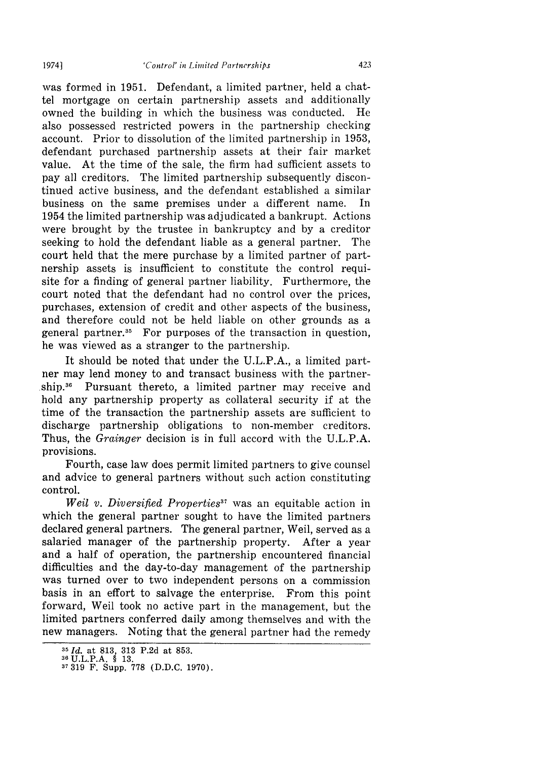was formed in 1951. Defendant, a limited partner, held a chattel mortgage on certain partnership assets and additionally owned the building in which the business was conducted. He also possessed restricted powers in the partnership checking account. Prior to dissolution of the limited partnership in 1953, defendant purchased partnership assets at their fair market value. At the time of the sale, the firm had sufficient assets to pay all creditors. The limited partnership subsequently discontinued active business, and the defendant established a similar business on the same premises under a different name. In 1954 the limited partnership was adjudicated a bankrupt. Actions were brought by the trustee in bankruptcy and by a creditor seeking to hold the defendant liable as a general partner. The court held that the mere purchase by a limited partner of partnership assets is insufficient to constitute the control requisite for a finding of general partner liability. Furthermore, the court noted that the defendant had no control over the prices, purchases, extension of credit and other aspects of the business, and therefore could not be held liable on other grounds as a general partner.[35] For purposes of the transaction in question, he was viewed as a stranger to the partnership.

It should be noted that under the U.L.P.A., a limited partner may lend money to and transact business with the partnership.[36] Pursuant thereto, a limited partner may receive and hold any partnership property as collateral security if at the time of the transaction the partnership assets are sufficient to discharge partnership obligations to non-member creditors. Thus, the *Grainger* decision is in full accord with the U.L.P.A. provisions.

Fourth, case law does permit limited partners to give counsel and advice to general partners without such action constituting control.

*Weil v. Diversified Properties*[37] was an equitable action in which the general partner sought to have the limited partners declared general partners. The general partner, Weil, served as a salaried manager of the partnership property. After a year and a half of operation, the partnership encountered financial difficulties and the day-to-day management of the partnership was turned over to two independent persons on a commission basis in an effort to salvage the enterprise. From this point forward, Weil took no active part in the management, but the limited partners conferred daily among themselves and with the new managers. Noting that the general partner had the remedy

---

[35] *Id.* at 813, 313 P.2d at 853.

[36] U.L.P.A. § 13.

[37] 319 F. Supp. 778 (D.D.C. 1970).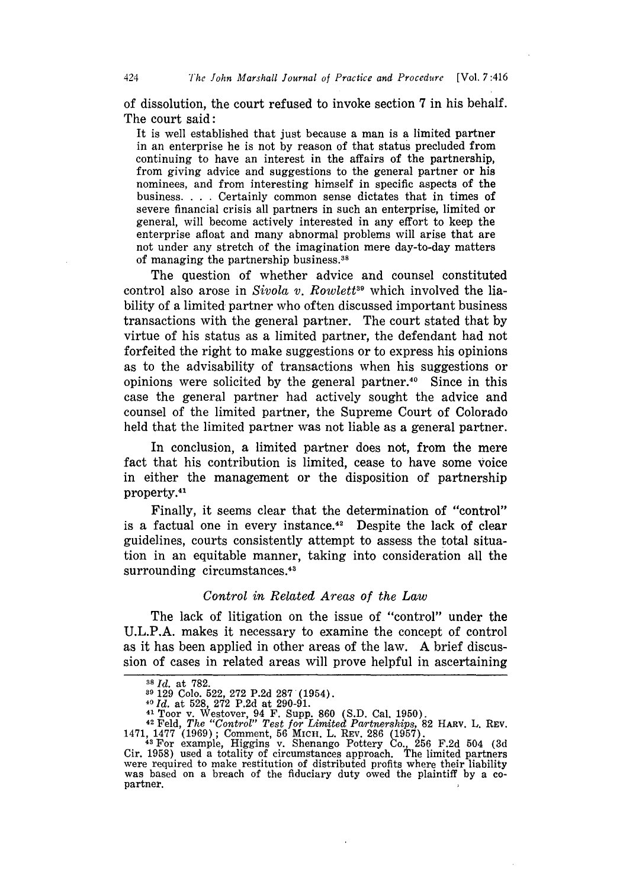of dissolution, the court refused to invoke section 7 in his behalf. The court said:

> It is well established that just because a man is a limited partner in an enterprise he is not by reason of that status precluded from continuing to have an interest in the affairs of the partnership, from giving advice and suggestions to the general partner or his nominees, and from interesting himself in specific aspects of the business. . . . Certainly common sense dictates that in times of severe financial crisis all partners in such an enterprise, limited or general, will become actively interested in any effort to keep the enterprise afloat and many abnormal problems will arise that are not under any stretch of the imagination mere day-to-day matters of managing the partnership business.[38]

The question of whether advice and counsel constituted control also arose in *Sivola v. Rowlett*[39] which involved the liability of a limited partner who often discussed important business transactions with the general partner. The court stated that by virtue of his status as a limited partner, the defendant had not forfeited the right to make suggestions or to express his opinions as to the advisability of transactions when his suggestions or opinions were solicited by the general partner.[40] Since in this case the general partner had actively sought the advice and counsel of the limited partner, the Supreme Court of Colorado held that the limited partner was not liable as a general partner.

In conclusion, a limited partner does not, from the mere fact that his contribution is limited, cease to have some voice in either the management or the disposition of partnership property.[41]

Finally, it seems clear that the determination of "control" is a factual one in every instance.[42] Despite the lack of clear guidelines, courts consistently attempt to assess the total situation in an equitable manner, taking into consideration all the surrounding circumstances.[43]

### *Control in Related Areas of the Law*

The lack of litigation on the issue of "control" under the U.L.P.A. makes it necessary to examine the concept of control as it has been applied in other areas of the law. A brief discussion of cases in related areas will prove helpful in ascertaining

---

[38] *Id.* at 782.

[39] 129 Colo. 522, 272 P.2d 287 (1954).

[40] *Id.* at 528, 272 P.2d at 290-91.

[41] Toor v. Westover, 94 F. Supp. 860 (S.D. Cal. 1950).

[42] Feld, *The "Control" Test for Limited Partnerships*, 82 HARV. L. REV. 1471, 1477 (1969); Comment, 56 MICH. L. REV. 286 (1957).

[43] For example, Higgins v. Shenango Pottery Co., 256 F.2d 504 (3d Cir. 1958) used a totality of circumstances approach. The limited partners were required to make restitution of distributed profits where their liability was based on a breach of the fiduciary duty owed the plaintiff by a co-partner.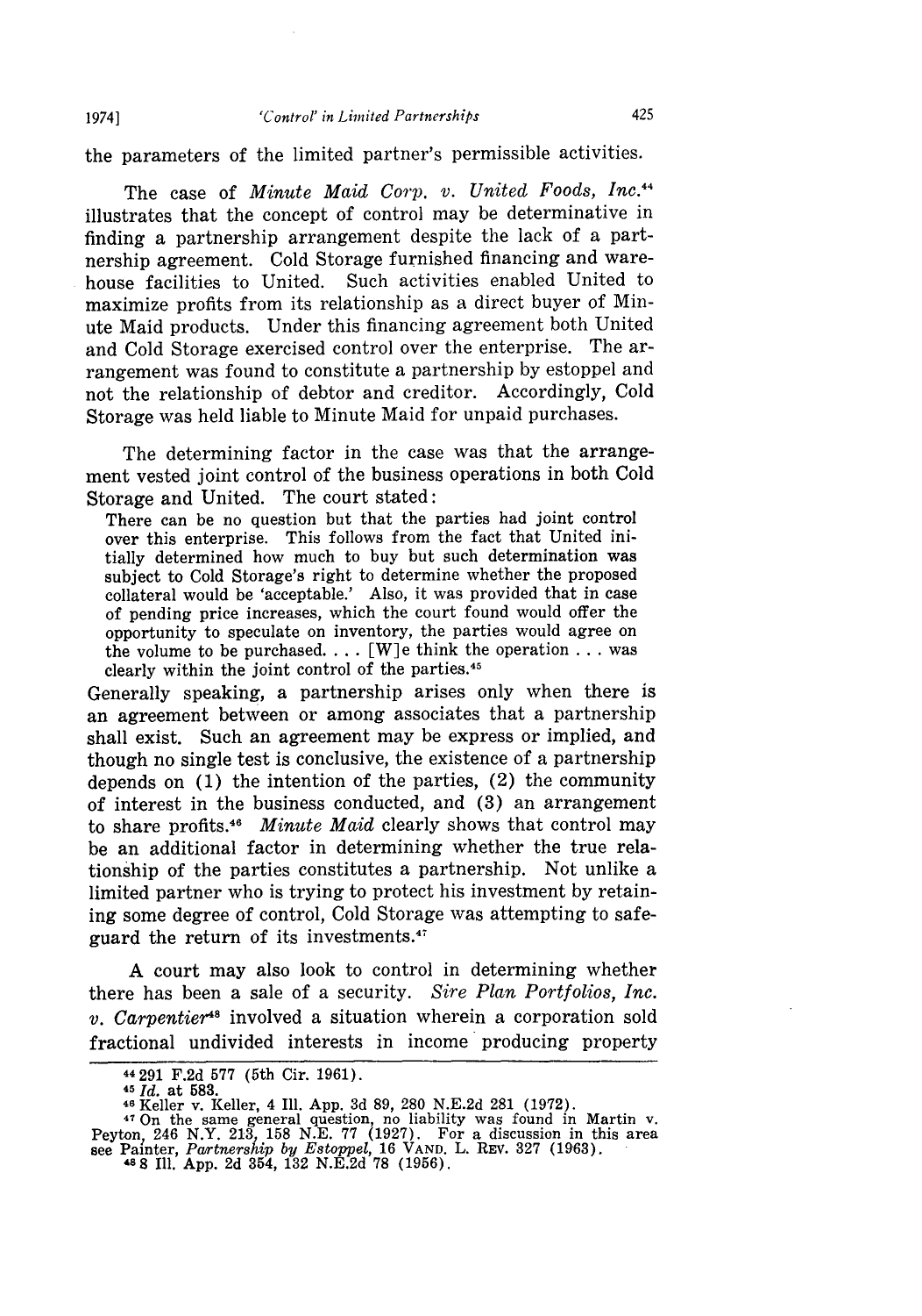the parameters of the limited partner's permissible activities.

The case of *Minute Maid Corp. v. United Foods, Inc.*[44] illustrates that the concept of control may be determinative in finding a partnership arrangement despite the lack of a partnership agreement. Cold Storage furnished financing and warehouse facilities to United. Such activities enabled United to maximize profits from its relationship as a direct buyer of Minute Maid products. Under this financing agreement both United and Cold Storage exercised control over the enterprise. The arrangement was found to constitute a partnership by estoppel and not the relationship of debtor and creditor. Accordingly, Cold Storage was held liable to Minute Maid for unpaid purchases.

The determining factor in the case was that the arrangement vested joint control of the business operations in both Cold Storage and United. The court stated:

> There can be no question but that the parties had joint control over this enterprise. This follows from the fact that United initially determined how much to buy but such determination was subject to Cold Storage's right to determine whether the proposed collateral would be 'acceptable.' Also, it was provided that in case of pending price increases, which the court found would offer the opportunity to speculate on inventory, the parties would agree on the volume to be purchased. . . . [W]e think the operation . . . was clearly within the joint control of the parties.[45]

Generally speaking, a partnership arises only when there is an agreement between or among associates that a partnership shall exist. Such an agreement may be express or implied, and though no single test is conclusive, the existence of a partnership depends on (1) the intention of the parties, (2) the community of interest in the business conducted, and (3) an arrangement to share profits.[46] *Minute Maid* clearly shows that control may be an additional factor in determining whether the true relationship of the parties constitutes a partnership. Not unlike a limited partner who is trying to protect his investment by retaining some degree of control, Cold Storage was attempting to safeguard the return of its investments.[47]

A court may also look to control in determining whether there has been a sale of a security. *Sire Plan Portfolios, Inc. v. Carpentier*[48] involved a situation wherein a corporation sold fractional undivided interests in income producing property

---

[44] 291 F.2d 577 (5th Cir. 1961).

[45] *Id.* at 583.

[46] Keller v. Keller, 4 Ill. App. 3d 89, 280 N.E.2d 281 (1972).

[47] On the same general question, no liability was found in Martin v. Peyton, 246 N.Y. 213, 158 N.E. 77 (1927). For a discussion in this area see Painter, *Partnership by Estoppel*, 16 VAND. L. REV. 327 (1963).

[48] 8 Ill. App. 2d 354, 132 N.E.2d 78 (1956).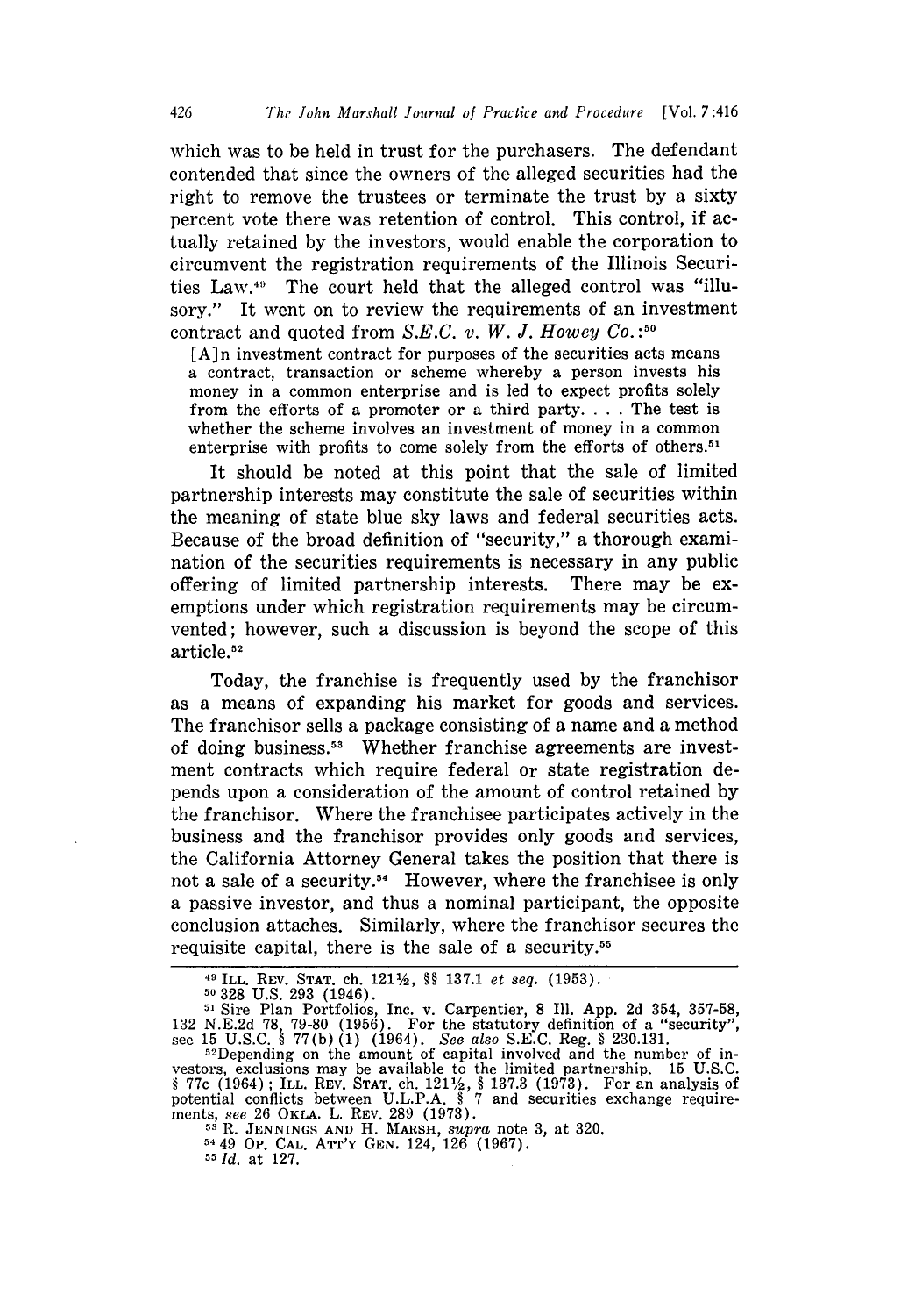which was to be held in trust for the purchasers. The defendant contended that since the owners of the alleged securities had the right to remove the trustees or terminate the trust by a sixty percent vote there was retention of control. This control, if actually retained by the investors, would enable the corporation to circumvent the registration requirements of the Illinois Securities Law.[49] The court held that the alleged control was "illusory." It went on to review the requirements of an investment contract and quoted from *S.E.C. v. W. J. Howey Co.*:[50]

> [A]n investment contract for purposes of the securities acts means a contract, transaction or scheme whereby a person invests his money in a common enterprise and is led to expect profits solely from the efforts of a promoter or a third party. . . . The test is whether the scheme involves an investment of money in a common enterprise with profits to come solely from the efforts of others.[51]

It should be noted at this point that the sale of limited partnership interests may constitute the sale of securities within the meaning of state blue sky laws and federal securities acts. Because of the broad definition of "security," a thorough examination of the securities requirements is necessary in any public offering of limited partnership interests. There may be exemptions under which registration requirements may be circumvented; however, such a discussion is beyond the scope of this article.[52]

Today, the franchise is frequently used by the franchisor as a means of expanding his market for goods and services. The franchisor sells a package consisting of a name and a method of doing business.[53] Whether franchise agreements are investment contracts which require federal or state registration depends upon a consideration of the amount of control retained by the franchisor. Where the franchisee participates actively in the business and the franchisor provides only goods and services, the California Attorney General takes the position that there is not a sale of a security.[54] However, where the franchisee is only a passive investor, and thus a nominal participant, the opposite conclusion attaches. Similarly, where the franchisor secures the requisite capital, there is the sale of a security.[55]

---

[49] ILL. REV. STAT. ch. 121½, §§ 137.1 *et seq.* (1953).

[50] 328 U.S. 293 (1946).

[51] Sire Plan Portfolios, Inc. v. Carpentier, 8 Ill. App. 2d 354, 357-58, 132 N.E.2d 78, 79-80 (1956). For the statutory definition of a "security", see 15 U.S.C. § 77(b)(1) (1964). *See also* S.E.C. Reg. § 230.131.

[52] Depending on the amount of capital involved and the number of investors, exclusions may be available to the limited partnership. 15 U.S.C. § 77c (1964); ILL. REV. STAT. ch. 121½, § 137.3 (1973). For an analysis of potential conflicts between U.L.P.A. § 7 and securities exchange requirements, *see* 26 OKLA. L. REV. 289 (1973).

[53] R. JENNINGS AND H. MARSH, *supra* note 3, at 320.

[54] 49 OP. CAL. ATT'Y GEN. 124, 126 (1967).

[55] *Id.* at 127.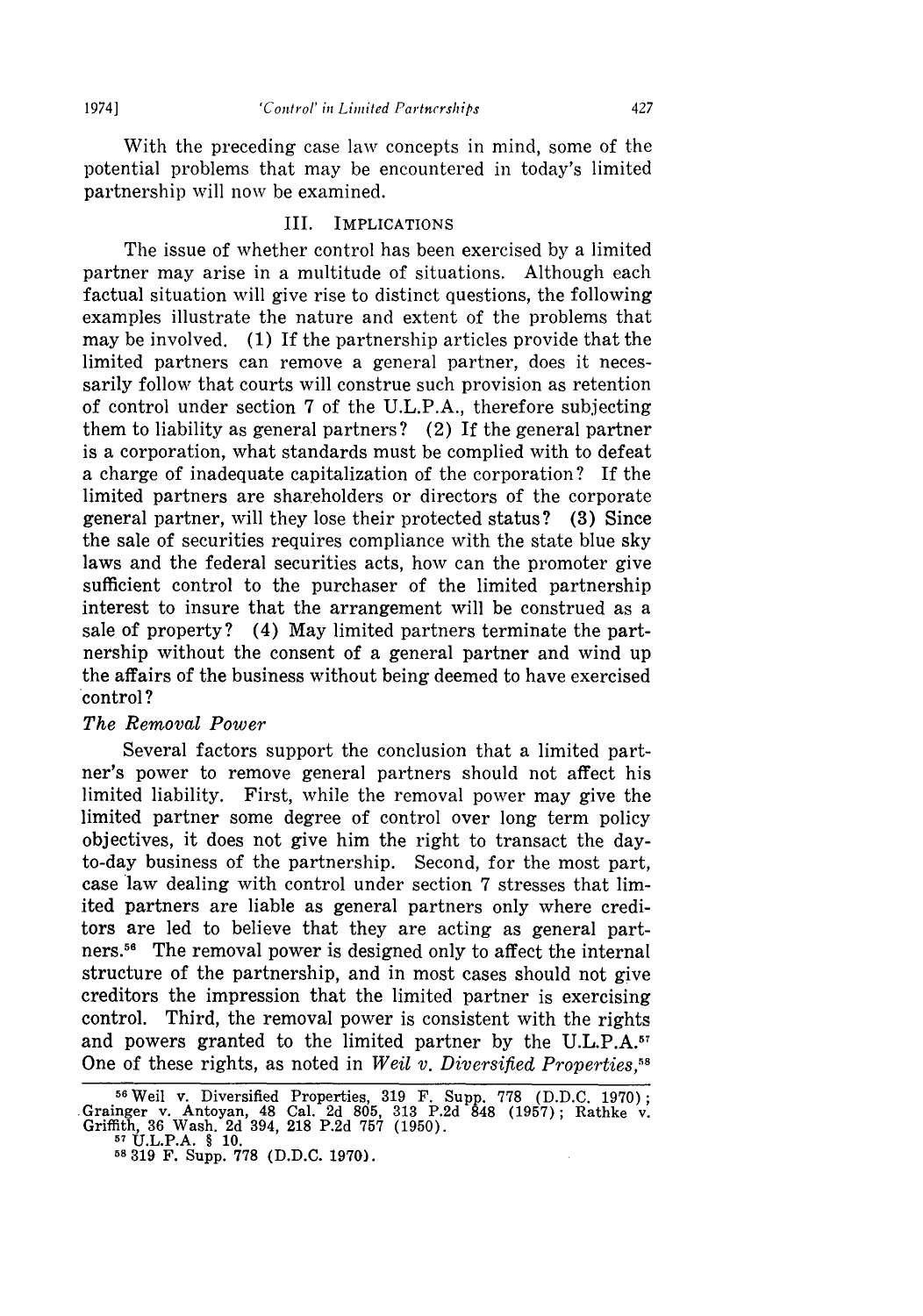With the preceding case law concepts in mind, some of the potential problems that may be encountered in today's limited partnership will now be examined.

## III. IMPLICATIONS

The issue of whether control has been exercised by a limited partner may arise in a multitude of situations. Although each factual situation will give rise to distinct questions, the following examples illustrate the nature and extent of the problems that may be involved. (1) If the partnership articles provide that the limited partners can remove a general partner, does it necessarily follow that courts will construe such provision as retention of control under section 7 of the U.L.P.A., therefore subjecting them to liability as general partners? (2) If the general partner is a corporation, what standards must be complied with to defeat a charge of inadequate capitalization of the corporation? If the limited partners are shareholders or directors of the corporate general partner, will they lose their protected status? (3) Since the sale of securities requires compliance with the state blue sky laws and the federal securities acts, how can the promoter give sufficient control to the purchaser of the limited partnership interest to insure that the arrangement will be construed as a sale of property? (4) May limited partners terminate the partnership without the consent of a general partner and wind up the affairs of the business without being deemed to have exercised control?

### *The Removal Power*

Several factors support the conclusion that a limited partner's power to remove general partners should not affect his limited liability. First, while the removal power may give the limited partner some degree of control over long term policy objectives, it does not give him the right to transact the day-to-day business of the partnership. Second, for the most part, case law dealing with control under section 7 stresses that limited partners are liable as general partners only where creditors are led to believe that they are acting as general partners.[56] The removal power is designed only to affect the internal structure of the partnership, and in most cases should not give creditors the impression that the limited partner is exercising control. Third, the removal power is consistent with the rights and powers granted to the limited partner by the U.L.P.A.[57] One of these rights, as noted in *Weil v. Diversified Properties*,[58]

---

[56] Weil v. Diversified Properties, 319 F. Supp. 778 (D.D.C. 1970); Grainger v. Antoyan, 48 Cal. 2d 805, 313 P.2d 848 (1957); Rathke v. Griffith, 36 Wash. 2d 394, 218 P.2d 757 (1950).

[57] U.L.P.A. § 10.

[58] 319 F. Supp. 778 (D.D.C. 1970).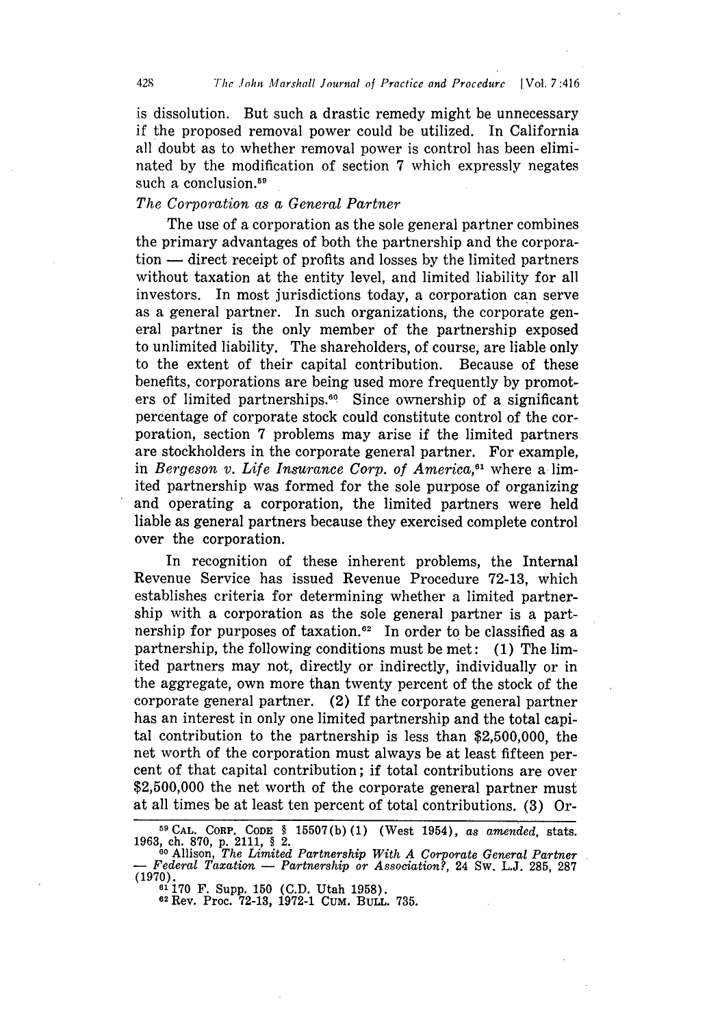is dissolution. But such a drastic remedy might be unnecessary if the proposed removal power could be utilized. In California all doubt as to whether removal power is control has been eliminated by the modification of section 7 which expressly negates such a conclusion.[59]

*The Corporation as a General Partner*

The use of a corporation as the sole general partner combines the primary advantages of both the partnership and the corporation — direct receipt of profits and losses by the limited partners without taxation at the entity level, and limited liability for all investors. In most jurisdictions today, a corporation can serve as a general partner. In such organizations, the corporate general partner is the only member of the partnership exposed to unlimited liability. The shareholders, of course, are liable only to the extent of their capital contribution. Because of these benefits, corporations are being used more frequently by promoters of limited partnerships.[60] Since ownership of a significant percentage of corporate stock could constitute control of the corporation, section 7 problems may arise if the limited partners are stockholders in the corporate general partner. For example, in *Bergeson v. Life Insurance Corp. of America*,[61] where a limited partnership was formed for the sole purpose of organizing and operating a corporation, the limited partners were held liable as general partners because they exercised complete control over the corporation.

In recognition of these inherent problems, the Internal Revenue Service has issued Revenue Procedure 72-13, which establishes criteria for determining whether a limited partnership with a corporation as the sole general partner is a partnership for purposes of taxation.[62] In order to be classified as a partnership, the following conditions must be met: (1) The limited partners may not, directly or indirectly, individually or in the aggregate, own more than twenty percent of the stock of the corporate general partner. (2) If the corporate general partner has an interest in only one limited partnership and the total capital contribution to the partnership is less than $2,500,000, the net worth of the corporation must always be at least fifteen percent of that capital contribution; if total contributions are over $2,500,000 the net worth of the corporate general partner must at all times be at least ten percent of total contributions. (3) Or-

---

[59] CAL. CORP. CODE § 15507(b)(1) (West 1954), *as amended*, stats. 1963, ch. 870, p. 2111, § 2.

[60] Allison, *The Limited Partnership With A Corporate General Partner — Federal Taxation — Partnership or Association?*, 24 SW. L.J. 285, 287 (1970).

[61] 170 F. Supp. 150 (C.D. Utah 1958).

[62] Rev. Proc. 72-13, 1972-1 CUM. BULL. 735.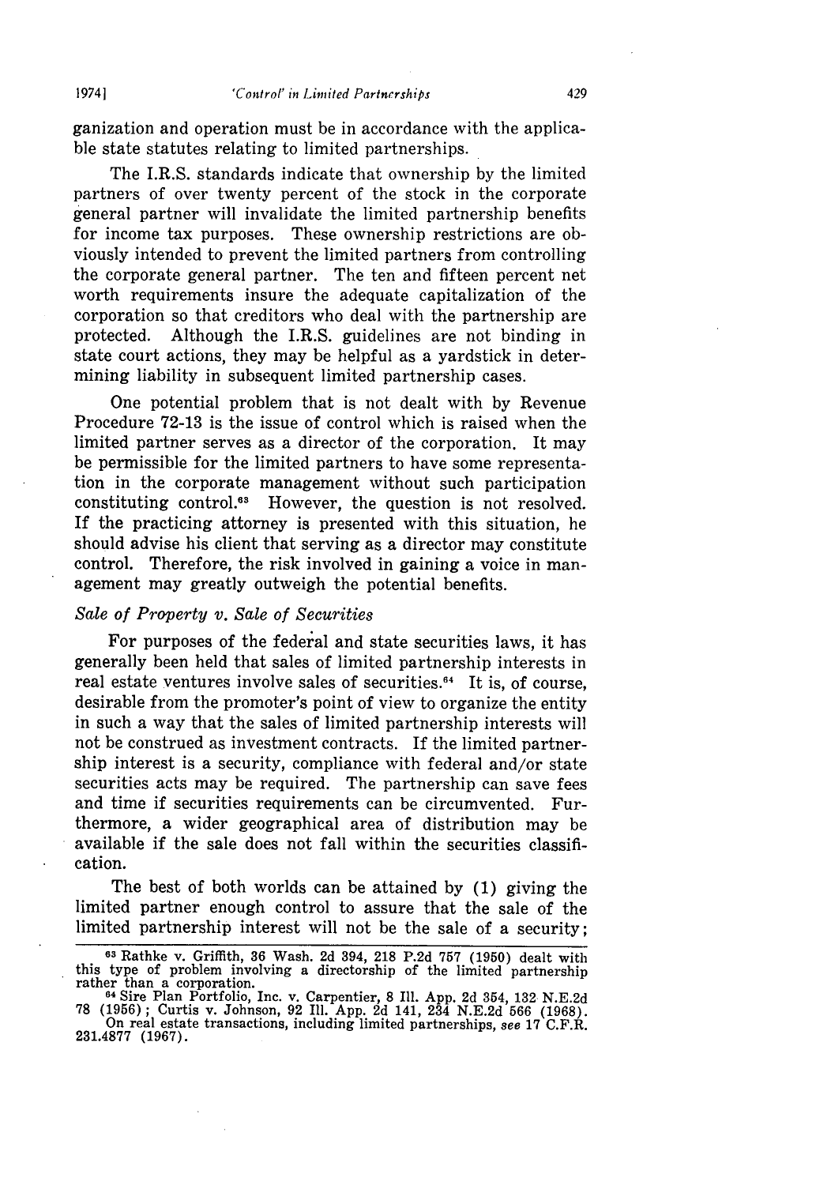ganization and operation must be in accordance with the applicable state statutes relating to limited partnerships.

The I.R.S. standards indicate that ownership by the limited partners of over twenty percent of the stock in the corporate general partner will invalidate the limited partnership benefits for income tax purposes. These ownership restrictions are obviously intended to prevent the limited partners from controlling the corporate general partner. The ten and fifteen percent net worth requirements insure the adequate capitalization of the corporation so that creditors who deal with the partnership are protected. Although the I.R.S. guidelines are not binding in state court actions, they may be helpful as a yardstick in determining liability in subsequent limited partnership cases.

One potential problem that is not dealt with by Revenue Procedure 72-13 is the issue of control which is raised when the limited partner serves as a director of the corporation. It may be permissible for the limited partners to have some representation in the corporate management without such participation constituting control.[63] However, the question is not resolved. If the practicing attorney is presented with this situation, he should advise his client that serving as a director may constitute control. Therefore, the risk involved in gaining a voice in management may greatly outweigh the potential benefits.

*Sale of Property v. Sale of Securities*

For purposes of the federal and state securities laws, it has generally been held that sales of limited partnership interests in real estate ventures involve sales of securities.[64] It is, of course, desirable from the promoter's point of view to organize the entity in such a way that the sales of limited partnership interests will not be construed as investment contracts. If the limited partnership interest is a security, compliance with federal and/or state securities acts may be required. The partnership can save fees and time if securities requirements can be circumvented. Furthermore, a wider geographical area of distribution may be available if the sale does not fall within the securities classification.

The best of both worlds can be attained by (1) giving the limited partner enough control to assure that the sale of the limited partnership interest will not be the sale of a security;

---

[63] Rathke v. Griffith, 36 Wash. 2d 394, 218 P.2d 757 (1950) dealt with this type of problem involving a directorship of the limited partnership rather than a corporation.

[64] Sire Plan Portfolio, Inc. v. Carpentier, 8 Ill. App. 2d 354, 132 N.E.2d 78 (1956); Curtis v. Johnson, 92 Ill. App. 2d 141, 234 N.E.2d 566 (1968). On real estate transactions, including limited partnerships, *see* 17 C.F.R. 231.4877 (1967).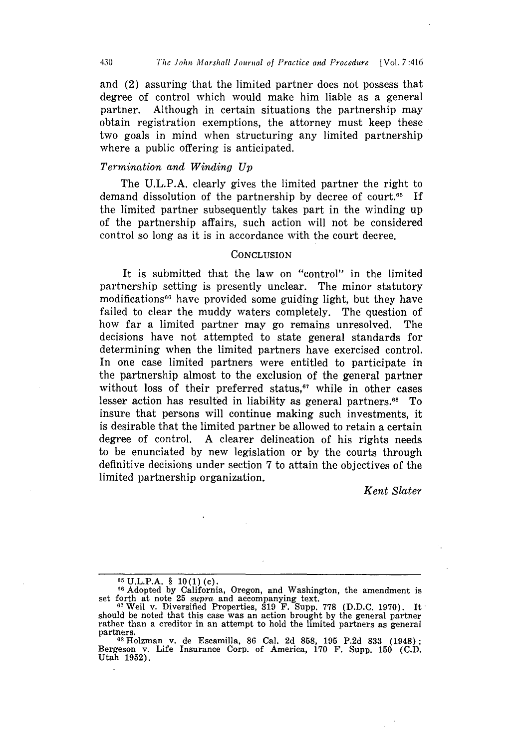and (2) assuring that the limited partner does not possess that degree of control which would make him liable as a general partner. Although in certain situations the partnership may obtain registration exemptions, the attorney must keep these two goals in mind when structuring any limited partnership where a public offering is anticipated.

*Termination and Winding Up*

The U.L.P.A. clearly gives the limited partner the right to demand dissolution of the partnership by decree of court.[65] If the limited partner subsequently takes part in the winding up of the partnership affairs, such action will not be considered control so long as it is in accordance with the court decree.

## CONCLUSION

It is submitted that the law on "control" in the limited partnership setting is presently unclear. The minor statutory modifications[66] have provided some guiding light, but they have failed to clear the muddy waters completely. The question of how far a limited partner may go remains unresolved. The decisions have not attempted to state general standards for determining when the limited partners have exercised control. In one case limited partners were entitled to participate in the partnership almost to the exclusion of the general partner without loss of their preferred status,[67] while in other cases lesser action has resulted in liability as general partners.[68] To insure that persons will continue making such investments, it is desirable that the limited partner be allowed to retain a certain degree of control. A clearer delineation of his rights needs to be enunciated by new legislation or by the courts through definitive decisions under section 7 to attain the objectives of the limited partnership organization.

*Kent Slater*

---

[65] U.L.P.A. § 10(1)(c).

[66] Adopted by California, Oregon, and Washington, the amendment is set forth at note 25 *supra* and accompanying text.

[67] Weil v. Diversified Properties, 319 F. Supp. 778 (D.D.C. 1970). It should be noted that this case was an action brought by the general partner rather than a creditor in an attempt to hold the limited partners as general partners.

[68] Holzman v. de Escamilla, 86 Cal. 2d 858, 195 P.2d 833 (1948); Bergeson v. Life Insurance Corp. of America, 170 F. Supp. 150 (C.D. Utah 1952).